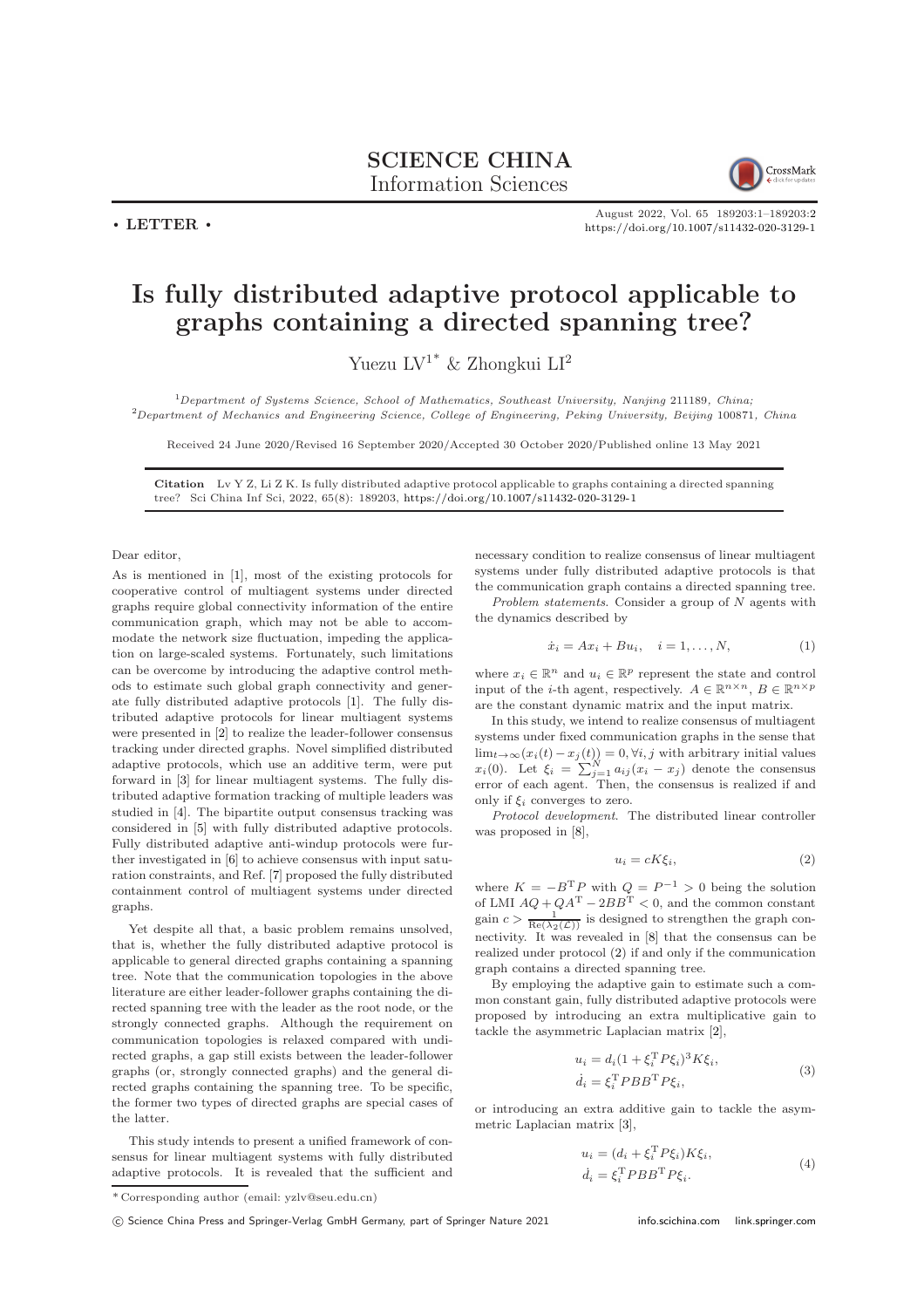SCIENCE CHINA
Information Sciences

• LETTER •

# Is fully distributed adaptive protocol applicable to graphs containing a directed spanning tree?

Yuezu LV[1*] & Zhongkui LI[2]

[1]*Department of Systems Science, School of Mathematics, Southeast University, Nanjing* 211189*, China;*
[2]*Department of Mechanics and Engineering Science, College of Engineering, Peking University, Beijing* 100871*, China*

Received 24 June 2020/Revised 16 September 2020/Accepted 30 October 2020/Published online 13 May 2021

**Citation** Lv Y Z, Li Z K. Is fully distributed adaptive protocol applicable to graphs containing a directed spanning tree? Sci China Inf Sci, 2022, 65(8): 189203, https://doi.org/10.1007/s11432-020-3129-1

Dear editor,

As is mentioned in [1], most of the existing protocols for cooperative control of multiagent systems under directed graphs require global connectivity information of the entire communication graph, which may not be able to accommodate the network size fluctuation, impeding the application on large-scaled systems. Fortunately, such limitations can be overcome by introducing the adaptive control methods to estimate such global graph connectivity and generate fully distributed adaptive protocols [1]. The fully distributed adaptive protocols for linear multiagent systems were presented in [2] to realize the leader-follower consensus tracking under directed graphs. Novel simplified distributed adaptive protocols, which use an additive term, were put forward in [3] for linear multiagent systems. The fully distributed adaptive formation tracking of multiple leaders was studied in [4]. The bipartite output consensus tracking was considered in [5] with fully distributed adaptive protocols. Fully distributed adaptive anti-windup protocols were further investigated in [6] to achieve consensus with input saturation constraints, and Ref. [7] proposed the fully distributed containment control of multiagent systems under directed graphs.

Yet despite all that, a basic problem remains unsolved, that is, whether the fully distributed adaptive protocol is applicable to general directed graphs containing a spanning tree. Note that the communication topologies in the above literature are either leader-follower graphs containing the directed spanning tree with the leader as the root node, or the strongly connected graphs. Although the requirement on communication topologies is relaxed compared with undirected graphs, a gap still exists between the leader-follower graphs (or, strongly connected graphs) and the general directed graphs containing the spanning tree. To be specific, the former two types of directed graphs are special cases of the latter.

This study intends to present a unified framework of consensus for linear multiagent systems with fully distributed adaptive protocols. It is revealed that the sufficient and necessary condition to realize consensus of linear multiagent systems under fully distributed adaptive protocols is that the communication graph contains a directed spanning tree.

*Problem statements.* Consider a group of $N$ agents with the dynamics described by

$$\dot{x}_i = Ax_i + Bu_i, \quad i = 1, \ldots, N, \tag{1}$$

where $x_i \in \mathbb{R}^n$ and $u_i \in \mathbb{R}^p$ represent the state and control input of the $i$-th agent, respectively. $A \in \mathbb{R}^{n\times n}$, $B \in \mathbb{R}^{n\times p}$ are the constant dynamic matrix and the input matrix.

In this study, we intend to realize consensus of multiagent systems under fixed communication graphs in the sense that $\lim_{t\to\infty}(x_i(t) - x_j(t)) = 0, \forall i, j$ with arbitrary initial values $x_i(0)$. Let $\xi_i = \sum_{j=1}^{N} a_{ij}(x_i - x_j)$ denote the consensus error of each agent. Then, the consensus is realized if and only if $\xi_i$ converges to zero.

*Protocol development.* The distributed linear controller was proposed in [8],

$$u_i = cK\xi_i, \tag{2}$$

where $K = -B^{\mathrm{T}}P$ with $Q = P^{-1} > 0$ being the solution of LMI $AQ + QA^{\mathrm{T}} - 2BB^{\mathrm{T}} < 0$, and the common constant gain $c > \frac{1}{\mathrm{Re}(\lambda_2(\mathcal{L}))}$ is designed to strengthen the graph connectivity. It was revealed in [8] that the consensus can be realized under protocol (2) if and only if the communication graph contains a directed spanning tree.

By employing the adaptive gain to estimate such a common constant gain, fully distributed adaptive protocols were proposed by introducing an extra multiplicative gain to tackle the asymmetric Laplacian matrix [2],

$$\begin{aligned} u_i &= d_i(1 + \xi_i^{\mathrm{T}}P\xi_i)^3K\xi_i, \\ \dot{d}_i &= \xi_i^{\mathrm{T}}PBB^{\mathrm{T}}P\xi_i, \end{aligned} \tag{3}$$

or introducing an extra additive gain to tackle the asymmetric Laplacian matrix [3],

$$\begin{aligned} u_i &= (d_i + \xi_i^{\mathrm{T}}P\xi_i)K\xi_i, \\ \dot{d}_i &= \xi_i^{\mathrm{T}}PBB^{\mathrm{T}}P\xi_i. \end{aligned} \tag{4}$$

* Corresponding author (email: yzlv@seu.edu.cn)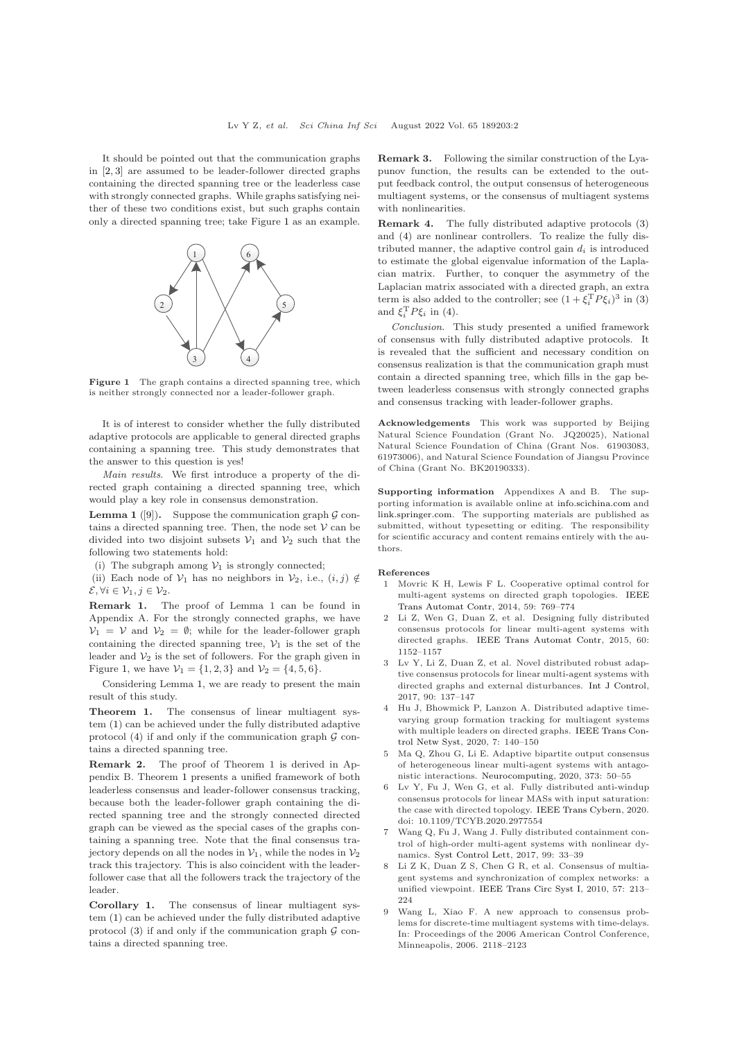It should be pointed out that the communication graphs in [2, 3] are assumed to be leader-follower directed graphs containing the directed spanning tree or the leaderless case with strongly connected graphs. While graphs satisfying neither of these two conditions exist, but such graphs contain only a directed spanning tree; take Figure 1 as an example.

1
6
2
5
3
4

**Figure 1** The graph contains a directed spanning tree, which is neither strongly connected nor a leader-follower graph.

It is of interest to consider whether the fully distributed adaptive protocols are applicable to general directed graphs containing a spanning tree. This study demonstrates that the answer to this question is yes!

*Main results.* We first introduce a property of the directed graph containing a directed spanning tree, which would play a key role in consensus demonstration.

**Lemma 1** ([9])**.** Suppose the communication graph $\mathcal{G}$ contains a directed spanning tree. Then, the node set $\mathcal{V}$ can be divided into two disjoint subsets $\mathcal{V}_1$ and $\mathcal{V}_2$ such that the following two statements hold:

(i) The subgraph among $\mathcal{V}_1$ is strongly connected;

(ii) Each node of $\mathcal{V}_1$ has no neighbors in $\mathcal{V}_2$, i.e., $(i,j) \notin \mathcal{E}, \forall i \in \mathcal{V}_1, j \in \mathcal{V}_2$.

**Remark 1.** The proof of Lemma 1 can be found in Appendix A. For the strongly connected graphs, we have $\mathcal{V}_1 = \mathcal{V}$ and $\mathcal{V}_2 = \emptyset$; while for the leader-follower graph containing the directed spanning tree, $\mathcal{V}_1$ is the set of the leader and $\mathcal{V}_2$ is the set of followers. For the graph given in Figure 1, we have $\mathcal{V}_1 = \{1, 2, 3\}$ and $\mathcal{V}_2 = \{4, 5, 6\}$.

Considering Lemma 1, we are ready to present the main result of this study.

**Theorem 1.** The consensus of linear multiagent system (1) can be achieved under the fully distributed adaptive protocol (4) if and only if the communication graph $\mathcal{G}$ contains a directed spanning tree.

**Remark 2.** The proof of Theorem 1 is derived in Appendix B. Theorem 1 presents a unified framework of both leaderless consensus and leader-follower consensus tracking, because both the leader-follower graph containing the directed spanning tree and the strongly connected directed graph can be viewed as the special cases of the graphs containing a spanning tree. Note that the final consensus trajectory depends on all the nodes in $\mathcal{V}_1$, while the nodes in $\mathcal{V}_2$ track this trajectory. This is also coincident with the leader-follower case that all the followers track the trajectory of the leader.

**Corollary 1.** The consensus of linear multiagent system (1) can be achieved under the fully distributed adaptive protocol (3) if and only if the communication graph $\mathcal{G}$ contains a directed spanning tree.

**Remark 3.** Following the similar construction of the Lyapunov function, the results can be extended to the output feedback control, the output consensus of heterogeneous multiagent systems, or the consensus of multiagent systems with nonlinearities.

**Remark 4.** The fully distributed adaptive protocols (3) and (4) are nonlinear controllers. To realize the fully distributed manner, the adaptive control gain $d_i$ is introduced to estimate the global eigenvalue information of the Laplacian matrix. Further, to conquer the asymmetry of the Laplacian matrix associated with a directed graph, an extra term is also added to the controller; see $(1 + \xi_i^{\mathrm{T}} P \xi_i)^3$ in (3) and $\xi_i^{\mathrm{T}} P \xi_i$ in (4).

*Conclusion.* This study presented a unified framework of consensus with fully distributed adaptive protocols. It is revealed that the sufficient and necessary condition on consensus realization is that the communication graph must contain a directed spanning tree, which fills in the gap between leaderless consensus with strongly connected graphs and consensus tracking with leader-follower graphs.

**Acknowledgements** This work was supported by Beijing Natural Science Foundation (Grant No. JQ20025), National Natural Science Foundation of China (Grant Nos. 61903083, 61973006), and Natural Science Foundation of Jiangsu Province of China (Grant No. BK20190333).

**Supporting information** Appendixes A and B. The supporting information is available online at info.scichina.com and link.springer.com. The supporting materials are published as submitted, without typesetting or editing. The responsibility for scientific accuracy and content remains entirely with the authors.

**References**

1. Movric K H, Lewis F L. Cooperative optimal control for multi-agent systems on directed graph topologies. IEEE Trans Automat Contr, 2014, 59: 769–774
2. Li Z, Wen G, Duan Z, et al. Designing fully distributed consensus protocols for linear multi-agent systems with directed graphs. IEEE Trans Automat Contr, 2015, 60: 1152–1157
3. Lv Y, Li Z, Duan Z, et al. Novel distributed robust adaptive consensus protocols for linear multi-agent systems with directed graphs and external disturbances. Int J Control, 2017, 90: 137–147
4. Hu J, Bhowmick P, Lanzon A. Distributed adaptive time-varying group formation tracking for multiagent systems with multiple leaders on directed graphs. IEEE Trans Control Netw Syst, 2020, 7: 140–150
5. Ma Q, Zhou G, Li E. Adaptive bipartite output consensus of heterogeneous linear multi-agent systems with antagonistic interactions. Neurocomputing, 2020, 373: 50–55
6. Lv Y, Fu J, Wen G, et al. Fully distributed anti-windup consensus protocols for linear MASs with input saturation: the case with directed topology. IEEE Trans Cybern, 2020. doi: 10.1109/TCYB.2020.2977554
7. Wang Q, Fu J, Wang J. Fully distributed containment control of high-order multi-agent systems with nonlinear dynamics. Syst Control Lett, 2017, 99: 33–39
8. Li Z K, Duan Z S, Chen G R, et al. Consensus of multiagent systems and synchronization of complex networks: a unified viewpoint. IEEE Trans Circ Syst I, 2010, 57: 213–224
9. Wang L, Xiao F. A new approach to consensus problems for discrete-time multiagent systems with time-delays. In: Proceedings of the 2006 American Control Conference, Minneapolis, 2006. 2118–2123